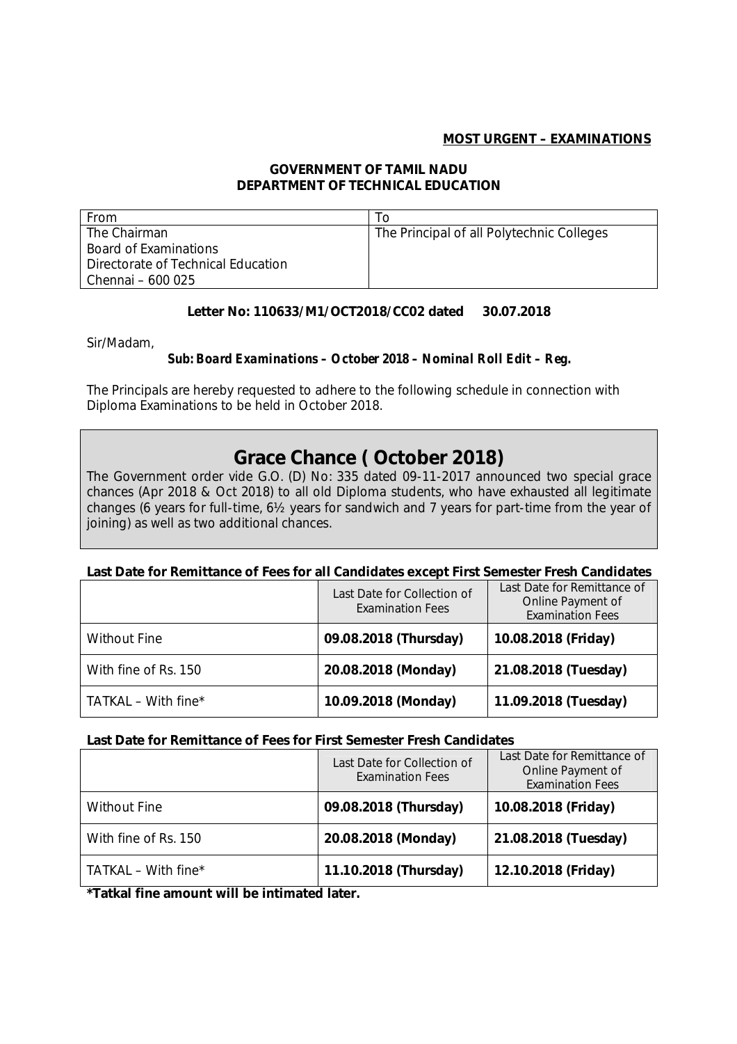**MOST URGENT – EXAMINATIONS**

**GOVERNMENT OF TAMIL NADU**
**DEPARTMENT OF TECHNICAL EDUCATION**

| From | To |
|---|---|
| The Chairman<br>Board of Examinations<br>Directorate of Technical Education<br>Chennai – 600 025 | The Principal of all Polytechnic Colleges |

**Letter No: 110633/M1/OCT2018/CC02 dated 30.07.2018**

Sir/Madam,

***Sub: Board Examinations – October 2018 – Nominal Roll Edit – Reg.***

The Principals are hereby requested to adhere to the following schedule in connection with Diploma Examinations to be held in October 2018.

## Grace Chance ( October 2018)

The Government order vide G.O. (D) No: 335 dated 09-11-2017 announced two special grace chances (Apr 2018 & Oct 2018) to all old Diploma students, who have exhausted all legitimate changes (6 years for full-time, 6½ years for sandwich and 7 years for part-time from the year of joining) as well as two additional chances.

**Last Date for Remittance of Fees for all Candidates except First Semester Fresh Candidates**

| | Last Date for Collection of Examination Fees | Last Date for Remittance of Online Payment of Examination Fees |
|---|---|---|
| Without Fine | **09.08.2018 (Thursday)** | **10.08.2018 (Friday)** |
| With fine of Rs. 150 | **20.08.2018 (Monday)** | **21.08.2018 (Tuesday)** |
| TATKAL – With fine* | **10.09.2018 (Monday)** | **11.09.2018 (Tuesday)** |

**Last Date for Remittance of Fees for First Semester Fresh Candidates**

| | Last Date for Collection of Examination Fees | Last Date for Remittance of Online Payment of Examination Fees |
|---|---|---|
| Without Fine | **09.08.2018 (Thursday)** | **10.08.2018 (Friday)** |
| With fine of Rs. 150 | **20.08.2018 (Monday)** | **21.08.2018 (Tuesday)** |
| TATKAL – With fine* | **11.10.2018 (Thursday)** | **12.10.2018 (Friday)** |

**\*Tatkal fine amount will be intimated later.**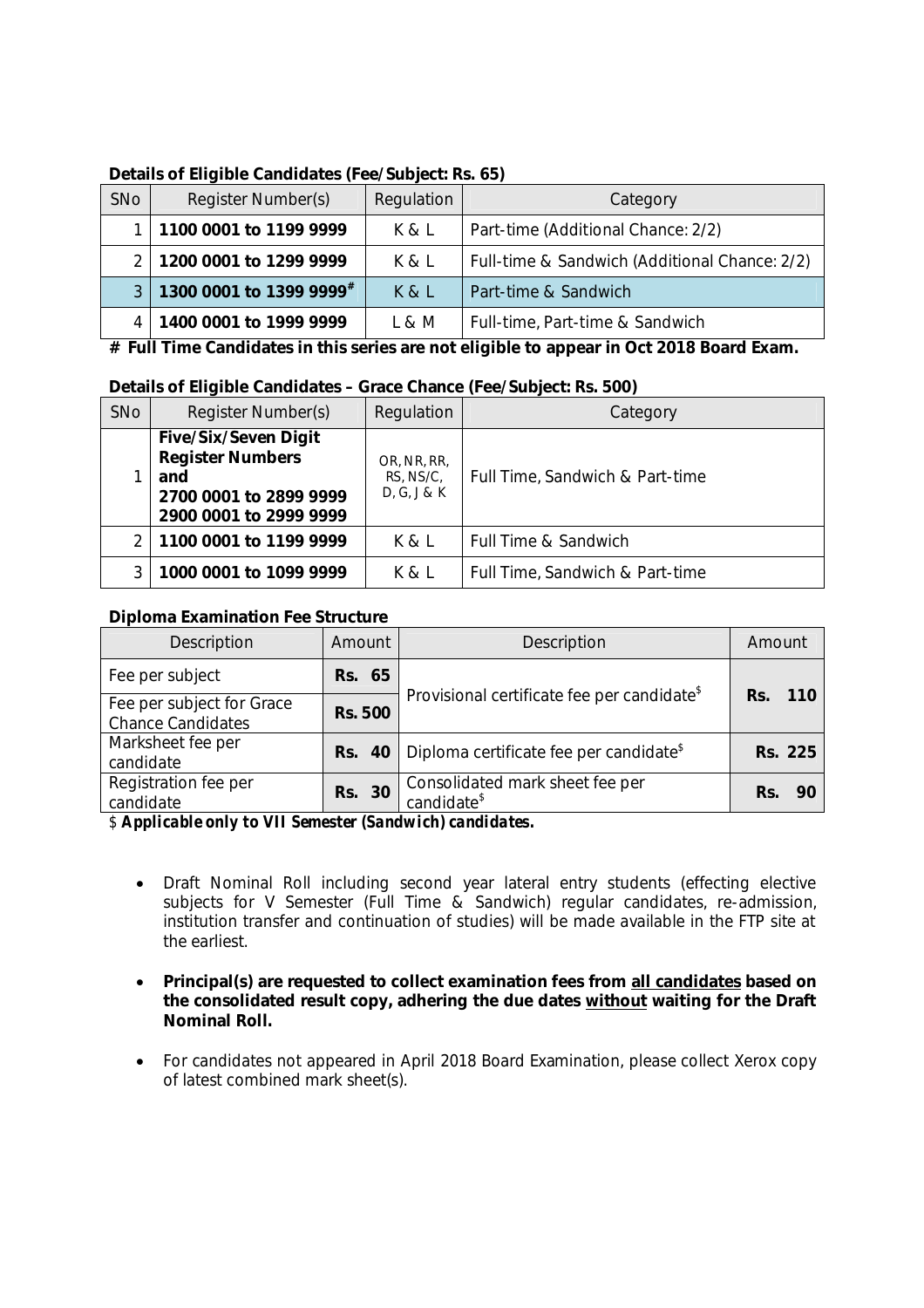**Details of Eligible Candidates (Fee/Subject: Rs. 65)**

| SNo | Register Number(s) | Regulation | Category |
|---|---|---|---|
| 1 | **1100 0001 to 1199 9999** | K & L | Part-time (Additional Chance: 2/2) |
| 2 | **1200 0001 to 1299 9999** | K & L | Full-time & Sandwich (Additional Chance: 2/2) |
| 3 | **1300 0001 to 1399 9999#** | K & L | Part-time & Sandwich |
| 4 | **1400 0001 to 1999 9999** | L & M | Full-time, Part-time & Sandwich |

**# Full Time Candidates in this series are not eligible to appear in Oct 2018 Board Exam.**

**Details of Eligible Candidates – Grace Chance (Fee/Subject: Rs. 500)**

| SNo | Register Number(s) | Regulation | Category |
|---|---|---|---|
| 1 | **Five/Six/Seven Digit Register Numbers and 2700 0001 to 2899 9999 2900 0001 to 2999 9999** | OR, NR, RR, RS, NS/C, D, G, J & K | Full Time, Sandwich & Part-time |
| 2 | **1100 0001 to 1199 9999** | K & L | Full Time & Sandwich |
| 3 | **1000 0001 to 1099 9999** | K & L | Full Time, Sandwich & Part-time |

**Diploma Examination Fee Structure**

| Description | Amount | Description | Amount |
|---|---|---|---|
| Fee per subject | **Rs. 65** | Provisional certificate fee per candidate$ | **Rs. 110** |
| Fee per subject for Grace Chance Candidates | **Rs. 500** | | |
| Marksheet fee per candidate | **Rs. 40** | Diploma certificate fee per candidate$ | **Rs. 225** |
| Registration fee per candidate | **Rs. 30** | Consolidated mark sheet fee per candidate$ | **Rs. 90** |

$ ***Applicable only to VII Semester (Sandwich) candidates.***

- Draft Nominal Roll including second year lateral entry students (effecting elective subjects for V Semester (Full Time & Sandwich) regular candidates, re-admission, institution transfer and continuation of studies) will be made available in the FTP site at the earliest.

- **Principal(s) are requested to collect examination fees from all candidates based on the consolidated result copy, adhering the due dates without waiting for the Draft Nominal Roll.**

- For candidates not appeared in April 2018 Board Examination, please collect Xerox copy of latest combined mark sheet(s).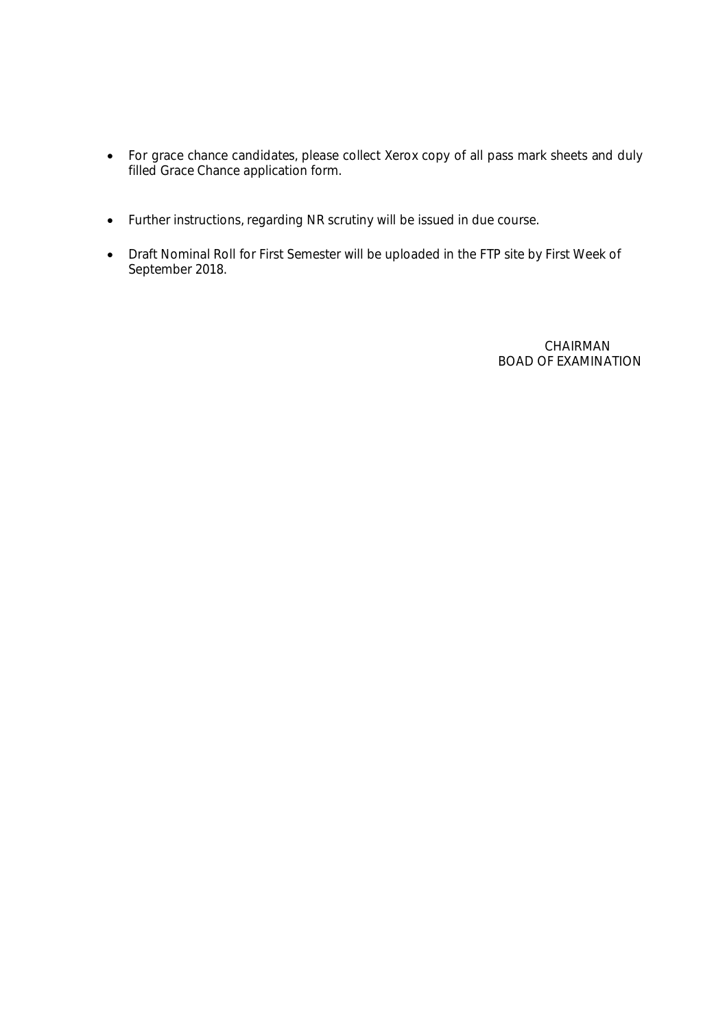- For grace chance candidates, please collect Xerox copy of all pass mark sheets and duly filled Grace Chance application form.

- Further instructions, regarding NR scrutiny will be issued in due course.

- Draft Nominal Roll for First Semester will be uploaded in the FTP site by First Week of September 2018.

CHAIRMAN
BOAD OF EXAMINATION